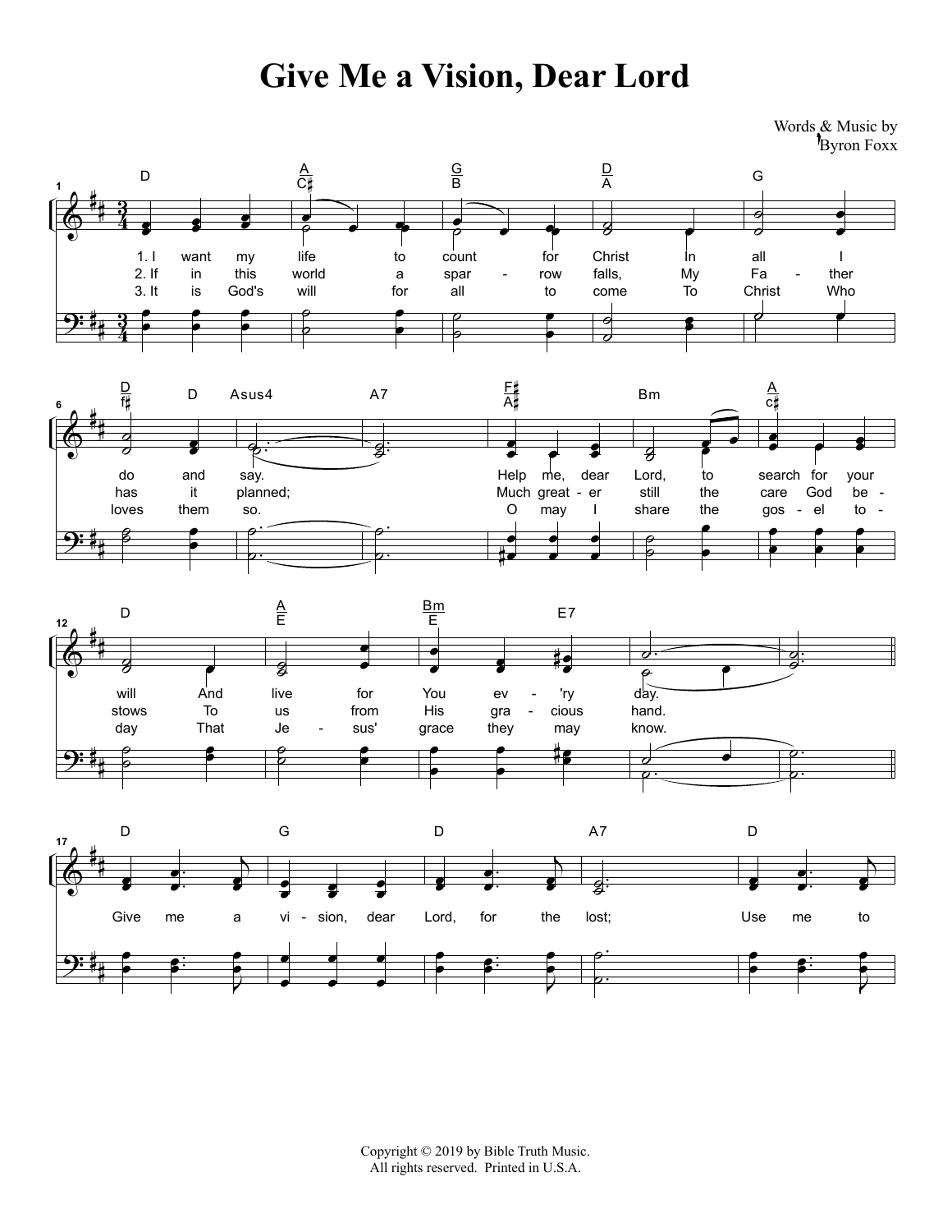# Give Me a Vision, Dear Lord

Words & Music by
Byron Foxx

1. I want my life to count for Christ In all I do and say.
Help me, dear Lord, to search for your will And live for You ev - 'ry day.

2. If in this world a spar - row falls, My Fa - ther has it planned;
Much great - er still the care God be - stows To us from His gra - cious hand.

3. It is God's will for all to come To Christ Who loves them so.
O may I share the gos - el to - day That Je - sus' grace they may know.

Give me a vi - sion, dear Lord, for the lost; Use me to

Copyright © 2019 by Bible Truth Music.
All rights reserved. Printed in U.S.A.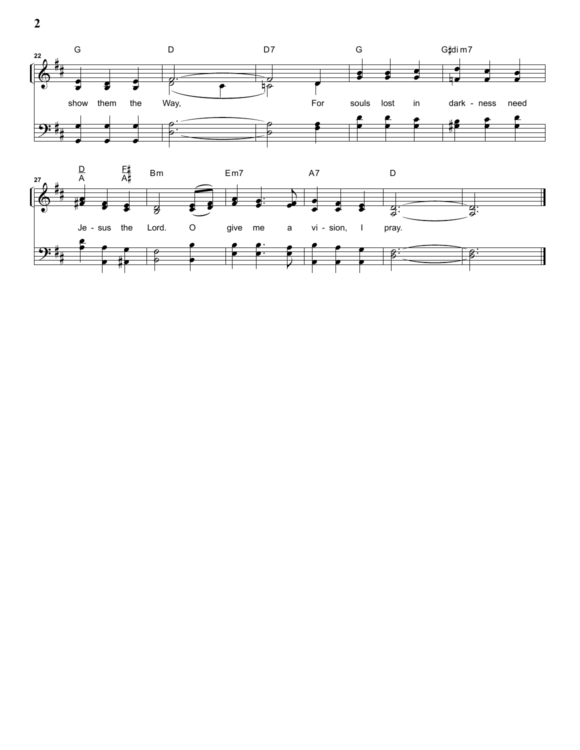show them the Way, For souls lost in dark - ness need

Je - sus the Lord. O give me a vi - sion, I pray.